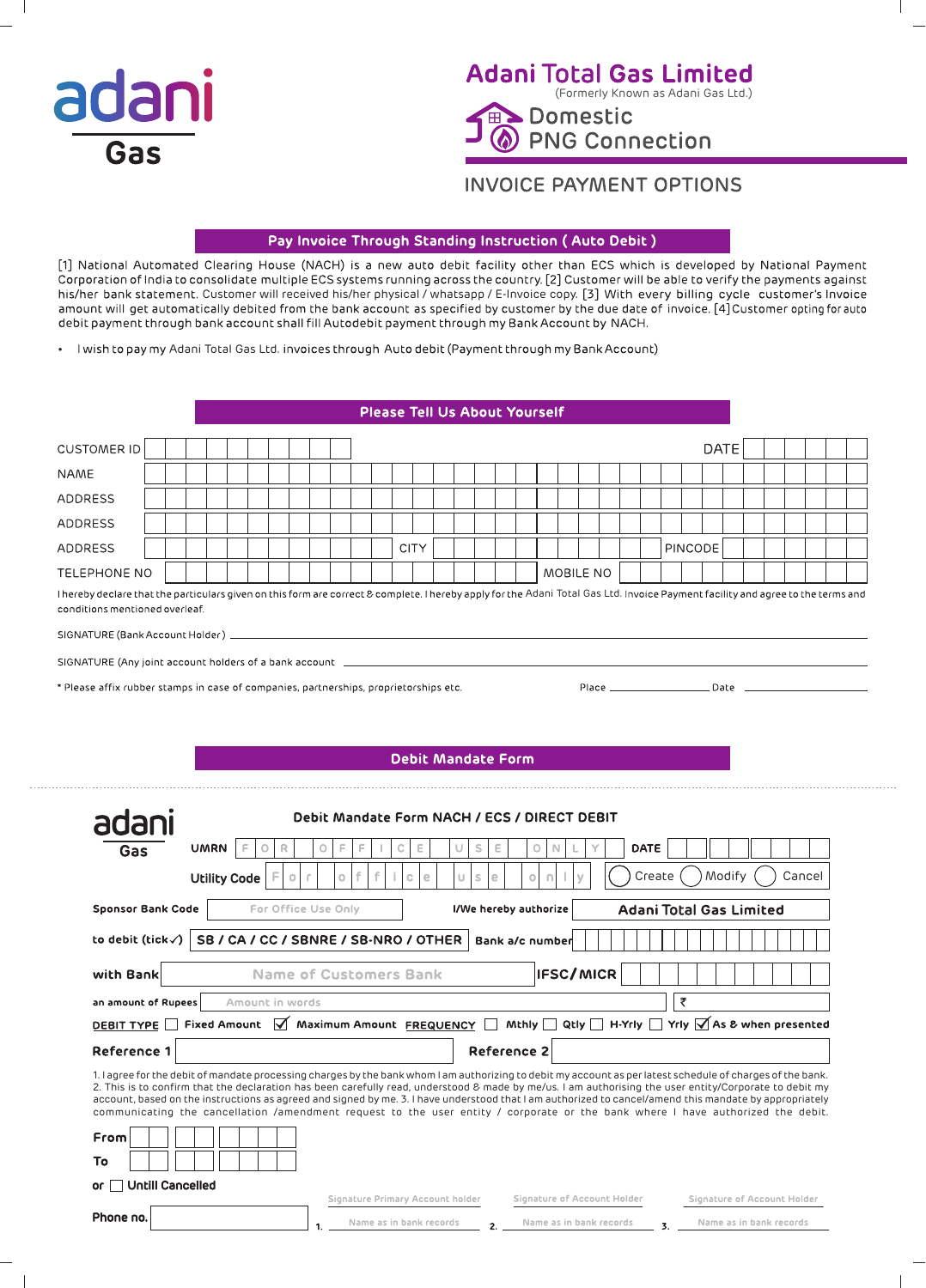adani

Gas

# Adani Total Gas Limited

(Formerly Known as Adani Gas Ltd.)

## Domestic PNG Connection

## INVOICE PAYMENT OPTIONS

### Pay Invoice Through Standing Instruction ( Auto Debit )

[1] National Automated Clearing House (NACH) is a new auto debit facility other than ECS which is developed by National Payment Corporation of India to consolidate multiple ECS systems running across the country. [2] Customer will be able to verify the payments against his/her bank statement. Customer will received his/her physical / whatsapp / E-Invoice copy. [3] With every billing cycle customer's Invoice amount will get automatically debited from the bank account as specified by customer by the due date of invoice. [4] Customer opting for auto debit payment through bank account shall fill Autodebit payment through my Bank Account by NACH.

- I wish to pay my Adani Total Gas Ltd. invoices through Auto debit (Payment through my Bank Account)

### Please Tell Us About Yourself

CUSTOMER ID ____________ DATE ____________

NAME ____________

ADDRESS ____________

ADDRESS ____________

ADDRESS ____________ CITY ____________ PINCODE ____________

TELEPHONE NO ____________ MOBILE NO ____________

I hereby declare that the particulars given on this form are correct & complete. I hereby apply for the Adani Total Gas Ltd. Invoice Payment facility and agree to the terms and conditions mentioned overleaf.

SIGNATURE (Bank Account Holder) ____________

SIGNATURE (Any joint account holders of a bank account ____________

* Please affix rubber stamps in case of companies, partnerships, proprietorships etc. Place ____________ Date ____________

### Debit Mandate Form

adani Gas

**Debit Mandate Form NACH / ECS / DIRECT DEBIT**

**UMRN** F O R O F F I C E U S E O N L Y **DATE** ____________

**Utility Code** F o r o f f i c e u s e o n l y ◯ Create ◯ Modify ◯ Cancel

**Sponsor Bank Code** For Office Use Only **I/We hereby authorize** **Adani Total Gas Limited**

**to debit (tick✓)** **SB / CA / CC / SBNRE / SB-NRO / OTHER** **Bank a/c number** ____________

**with Bank** Name of Customers Bank **IFSC/MICR** ____________

**an amount of Rupees** Amount in words ₹ ____________

**DEBIT TYPE** ☐ Fixed Amount ☑ Maximum Amount **FREQUENCY** ☐ Mthly ☐ Qtly ☐ H-Yrly ☐ Yrly ☑ As & when presented

**Reference 1** ____________ **Reference 2** ____________

1. I agree for the debit of mandate processing charges by the bank whom I am authorizing to debit my account as per latest schedule of charges of the bank. 2. This is to confirm that the declaration has been carefully read, understood & made by me/us. I am authorising the user entity/Corporate to debit my account, based on the instructions as agreed and signed by me. 3. I have understood that I am authorized to cancel/amend this mandate by appropriately communicating the cancellation /amendment request to the user entity / corporate or the bank where I have authorized the debit.

**From** ____________

**To** ____________

**or** ☐ **Untill Cancelled**

| | Signature Primary Account holder | | Signature of Account Holder | | Signature of Account Holder |
|---|---|---|---|---|---|
| 1. | Name as in bank records | 2. | Name as in bank records | 3. | Name as in bank records |

**Phone no.** ____________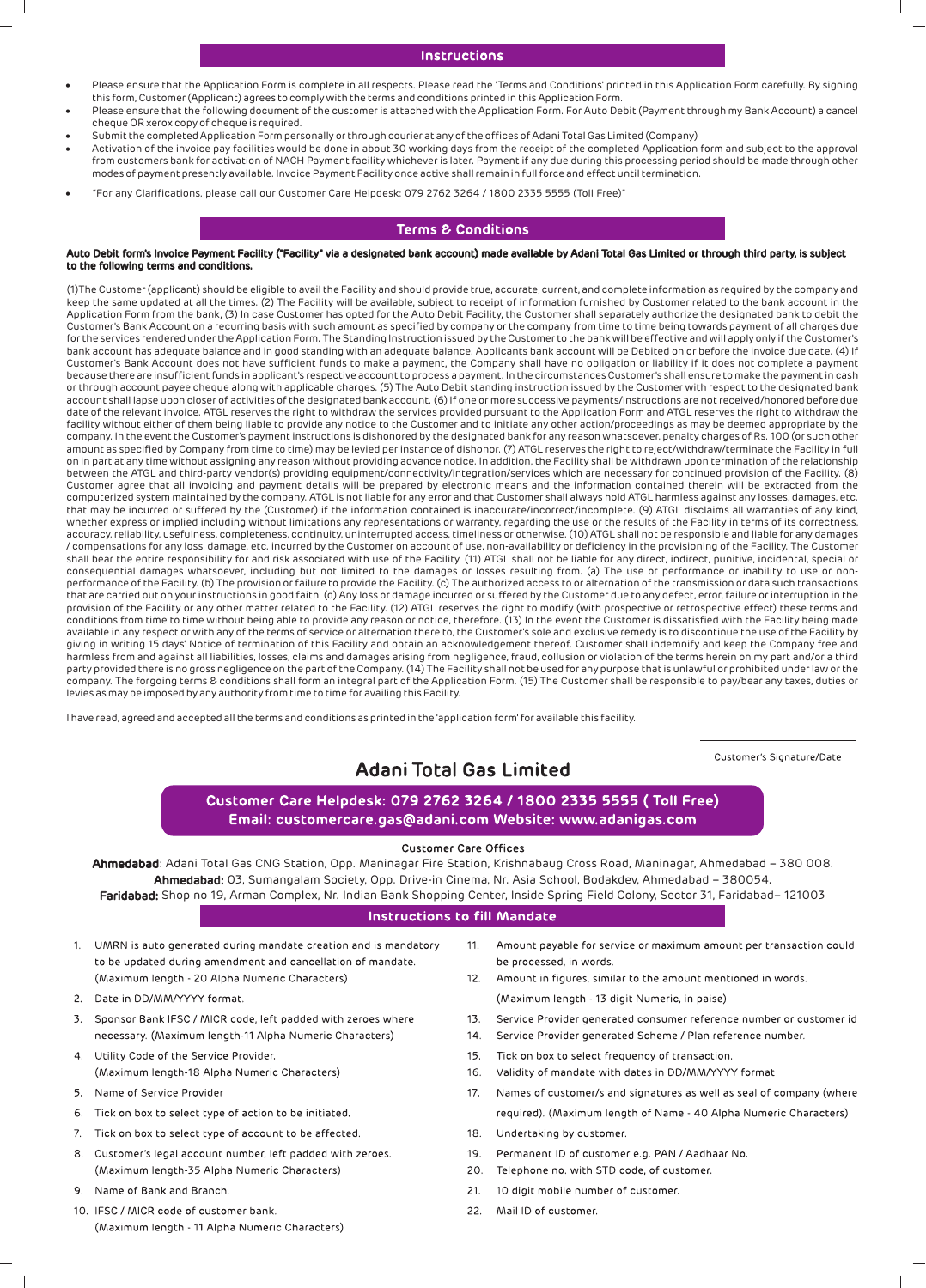## Instructions

- Please ensure that the Application Form is complete in all respects. Please read the 'Terms and Conditions' printed in this Application Form carefully. By signing this form, Customer (Applicant) agrees to comply with the terms and conditions printed in this Application Form.
- Please ensure that the following document of the customer is attached with the Application Form. For Auto Debit (Payment through my Bank Account) a cancel cheque OR xerox copy of cheque is required.
- Submit the completed Application Form personally or through courier at any of the offices of Adani Total Gas Limited (Company)
- Activation of the invoice pay facilities would be done in about 30 working days from the receipt of the completed Application form and subject to the approval from customers bank for activation of NACH Payment facility whichever is later. Payment if any due during this processing period should be made through other modes of payment presently available. Invoice Payment Facility once active shall remain in full force and effect until termination.
- "For any Clarifications, please call our Customer Care Helpdesk: 079 2762 3264 / 1800 2335 5555 (Toll Free)"

## Terms & Conditions

**Auto Debit form's Invoice Payment Facility ("Facility" via a designated bank account) made available by Adani Total Gas Limited or through third party, is subject to the following terms and conditions.**

(1)The Customer (applicant) should be eligible to avail the Facility and should provide true, accurate, current, and complete information as required by the company and keep the same updated at all the times. (2) The Facility will be available, subject to receipt of information furnished by Customer related to the bank account in the Application Form from the bank, (3) In case Customer has opted for the Auto Debit Facility, the Customer shall separately authorize the designated bank to debit the Customer's Bank Account on a recurring basis with such amount as specified by company or the company from time to time being towards payment of all charges due for the services rendered under the Application Form. The Standing Instruction issued by the Customer to the bank will be effective and will apply only if the Customer's bank account has adequate balance and in good standing with an adequate balance. Applicants bank account will be Debited on or before the invoice due date. (4) If Customer's Bank Account does not have sufficient funds to make a payment, the Company shall have no obligation or liability if it does not complete a payment because there are insufficient funds in applicant's respective account to process a payment. In the circumstances Customer's shall ensure to make the payment in cash or through account payee cheque along with applicable charges. (5) The Auto Debit standing instruction issued by the Customer with respect to the designated bank account shall lapse upon closer of activities of the designated bank account. (6) If one or more successive payments/instructions are not received/honored before due date of the relevant invoice. ATGL reserves the right to withdraw the services provided pursuant to the Application Form and ATGL reserves the right to withdraw the facility without either of them being liable to provide any notice to the Customer and to initiate any other action/proceedings as may be deemed appropriate by the company. In the event the Customer's payment instructions is dishonored by the designated bank for any reason whatsoever, penalty charges of Rs. 100 (or such other amount as specified by Company from time to time) may be levied per instance of dishonor. (7) ATGL reserves the right to reject/withdraw/terminate the Facility in full on in part at any time without assigning any reason without providing advance notice. In addition, the Facility shall be withdrawn upon termination of the relationship between the ATGL and third-party vendor(s) providing equipment/connectivity/integration/services which are necessary for continued provision of the Facility. (8) Customer agree that all invoicing and payment details will be prepared by electronic means and the information contained therein will be extracted from the computerized system maintained by the company. ATGL is not liable for any error and that Customer shall always hold ATGL harmless against any losses, damages, etc. that may be incurred or suffered by the (Customer) if the information contained is inaccurate/incorrect/incomplete. (9) ATGL disclaims all warranties of any kind, whether express or implied including without limitations any representations or warranty, regarding the use or the results of the Facility in terms of its correctness, accuracy, reliability, usefulness, completeness, continuity, uninterrupted access, timeliness or otherwise. (10) ATGL shall not be responsible and liable for any damages / compensations for any loss, damage, etc. incurred by the Customer on account of use, non-availability or deficiency in the provisioning of the Facility. The Customer shall bear the entire responsibility for and risk associated with use of the Facility. (11) ATGL shall not be liable for any direct, indirect, punitive, incidental, special or consequential damages whatsoever, including but not limited to the damages or losses resulting from. (a) The use or performance or inability to use or non-performance of the Facility. (b) The provision or failure to provide the Facility. (c) The authorized access to or alternation of the transmission or data such transactions that are carried out on your instructions in good faith. (d) Any loss or damage incurred or suffered by the Customer due to any defect, error, failure or interruption in the provision of the Facility or any other matter related to the Facility. (12) ATGL reserves the right to modify (with prospective or retrospective effect) these terms and conditions from time to time without being able to provide any reason or notice, therefore. (13) In the event the Customer is dissatisfied with the Facility being made available in any respect or with any of the terms of service or alternation there to, the Customer's sole and exclusive remedy is to discontinue the use of the Facility by giving in writing 15 days' Notice of termination of this Facility and obtain an acknowledgement thereof. Customer shall indemnify and keep the Company free and harmless from and against all liabilities, losses, claims and damages arising from negligence, fraud, collusion or violation of the terms herein on my part and/or a third party provided there is no gross negligence on the part of the Company. (14) The Facility shall not be used for any purpose that is unlawful or prohibited under law or the company. The forgoing terms & conditions shall form an integral part of the Application Form. (15) The Customer shall be responsible to pay/bear any taxes, duties or levies as may be imposed by any authority from time to time for availing this Facility.

I have read, agreed and accepted all the terms and conditions as printed in the 'application form' for available this facility.

Customer's Signature/Date

# Adani Total Gas Limited

**Customer Care Helpdesk: 079 2762 3264 / 1800 2335 5555 ( Toll Free)**
**Email: customercare.gas@adani.com Website: www.adanigas.com**

Customer Care Offices

**Ahmedabad**: Adani Total Gas CNG Station, Opp. Maninagar Fire Station, Krishnabaug Cross Road, Maninagar, Ahmedabad – 380 008.
**Ahmedabad:** 03, Sumangalam Society, Opp. Drive-in Cinema, Nr. Asia School, Bodakdev, Ahmedabad – 380054.
**Faridabad:** Shop no 19, Arman Complex, Nr. Indian Bank Shopping Center, Inside Spring Field Colony, Sector 31, Faridabad– 121003

## Instructions to fill Mandate

1. UMRN is auto generated during mandate creation and is mandatory to be updated during amendment and cancellation of mandate. (Maximum length - 20 Alpha Numeric Characters)
2. Date in DD/MM/YYYY format.
3. Sponsor Bank IFSC / MICR code, left padded with zeroes where necessary. (Maximum length-11 Alpha Numeric Characters)
4. Utility Code of the Service Provider. (Maximum length-18 Alpha Numeric Characters)
5. Name of Service Provider
6. Tick on box to select type of action to be initiated.
7. Tick on box to select type of account to be affected.
8. Customer's legal account number, left padded with zeroes. (Maximum length-35 Alpha Numeric Characters)
9. Name of Bank and Branch.
10. IFSC / MICR code of customer bank. (Maximum length - 11 Alpha Numeric Characters)
11. Amount payable for service or maximum amount per transaction could be processed, in words.
12. Amount in figures, similar to the amount mentioned in words. (Maximum length - 13 digit Numeric, in paise)
13. Service Provider generated consumer reference number or customer id
14. Service Provider generated Scheme / Plan reference number.
15. Tick on box to select frequency of transaction.
16. Validity of mandate with dates in DD/MM/YYYY format
17. Names of customer/s and signatures as well as seal of company (where required). (Maximum length of Name - 40 Alpha Numeric Characters)
18. Undertaking by customer.
19. Permanent ID of customer e.g. PAN / Aadhaar No.
20. Telephone no. with STD code, of customer.
21. 10 digit mobile number of customer.
22. Mail ID of customer.